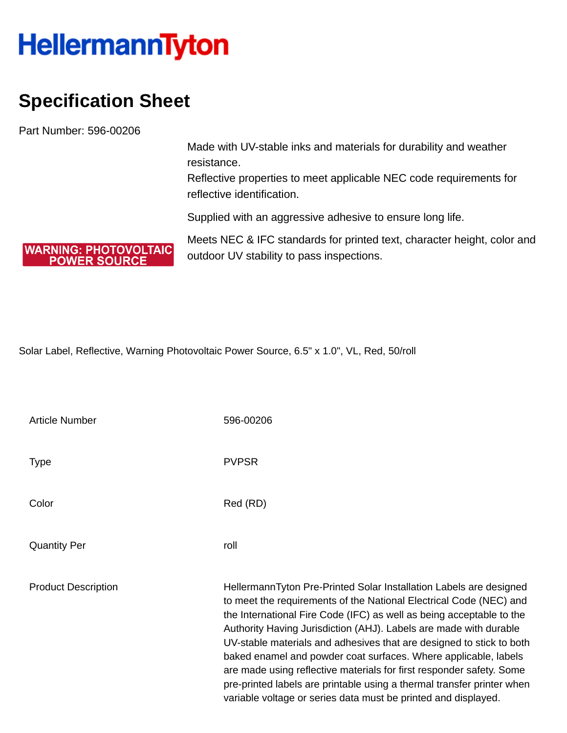HellermannTyton

# Specification Sheet

Part Number: 596-00206

WARNING: PHOTOVOLTAIC POWER SOURCE

Made with UV-stable inks and materials for durability and weather resistance.
Reflective properties to meet applicable NEC code requirements for reflective identification.

Supplied with an aggressive adhesive to ensure long life.

Meets NEC & IFC standards for printed text, character height, color and outdoor UV stability to pass inspections.

Solar Label, Reflective, Warning Photovoltaic Power Source, 6.5" x 1.0", VL, Red, 50/roll

| | |
|---|---|
| Article Number | 596-00206 |
| Type | PVPSR |
| Color | Red (RD) |
| Quantity Per | roll |
| Product Description | HellermannTyton Pre-Printed Solar Installation Labels are designed to meet the requirements of the National Electrical Code (NEC) and the International Fire Code (IFC) as well as being acceptable to the Authority Having Jurisdiction (AHJ). Labels are made with durable UV-stable materials and adhesives that are designed to stick to both baked enamel and powder coat surfaces. Where applicable, labels are made using reflective materials for first responder safety. Some pre-printed labels are printable using a thermal transfer printer when variable voltage or series data must be printed and displayed. |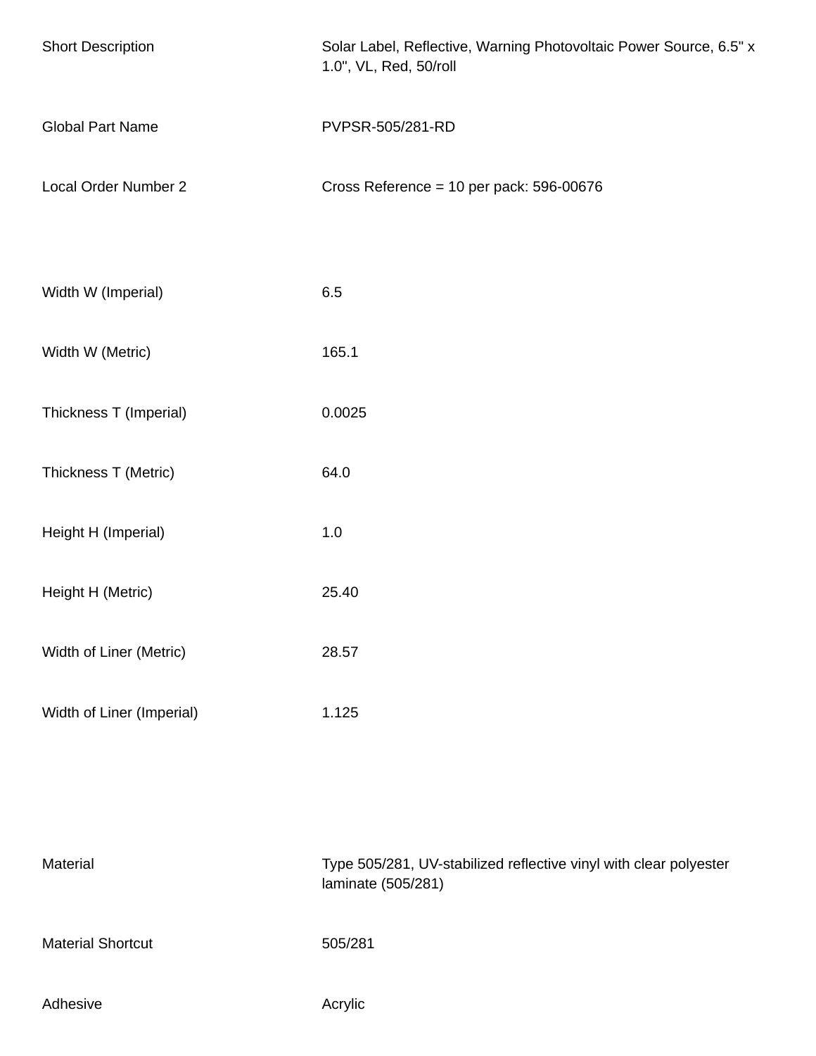| | |
|---|---|
| Short Description | Solar Label, Reflective, Warning Photovoltaic Power Source, 6.5" x 1.0", VL, Red, 50/roll |
| Global Part Name | PVPSR-505/281-RD |
| Local Order Number 2 | Cross Reference = 10 per pack: 596-00676 |
| Width W (Imperial) | 6.5 |
| Width W (Metric) | 165.1 |
| Thickness T (Imperial) | 0.0025 |
| Thickness T (Metric) | 64.0 |
| Height H (Imperial) | 1.0 |
| Height H (Metric) | 25.40 |
| Width of Liner (Metric) | 28.57 |
| Width of Liner (Imperial) | 1.125 |
| Material | Type 505/281, UV-stabilized reflective vinyl with clear polyester laminate (505/281) |
| Material Shortcut | 505/281 |
| Adhesive | Acrylic |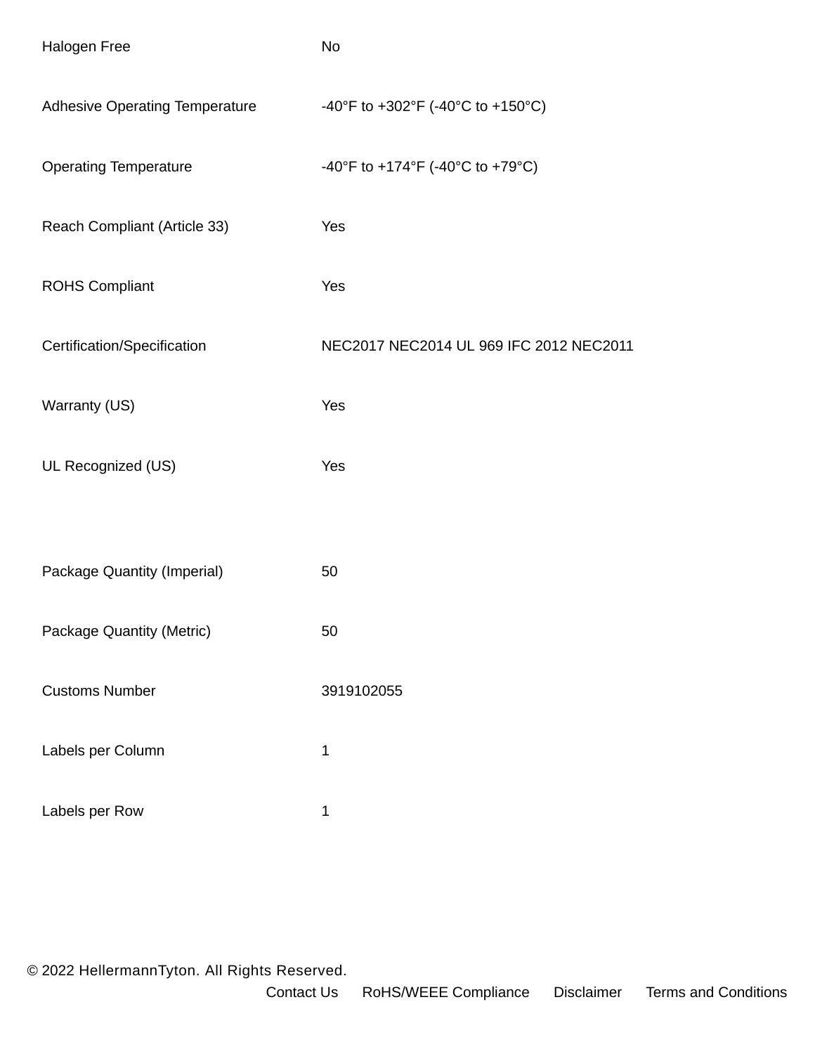| | |
|---|---|
| Halogen Free | No |
| Adhesive Operating Temperature | -40°F to +302°F (-40°C to +150°C) |
| Operating Temperature | -40°F to +174°F (-40°C to +79°C) |
| Reach Compliant (Article 33) | Yes |
| ROHS Compliant | Yes |
| Certification/Specification | NEC2017 NEC2014 UL 969 IFC 2012 NEC2011 |
| Warranty (US) | Yes |
| UL Recognized (US) | Yes |

| | |
|---|---|
| Package Quantity (Imperial) | 50 |
| Package Quantity (Metric) | 50 |
| Customs Number | 3919102055 |
| Labels per Column | 1 |
| Labels per Row | 1 |

© 2022 HellermannTyton. All Rights Reserved.

Contact Us RoHS/WEEE Compliance Disclaimer Terms and Conditions